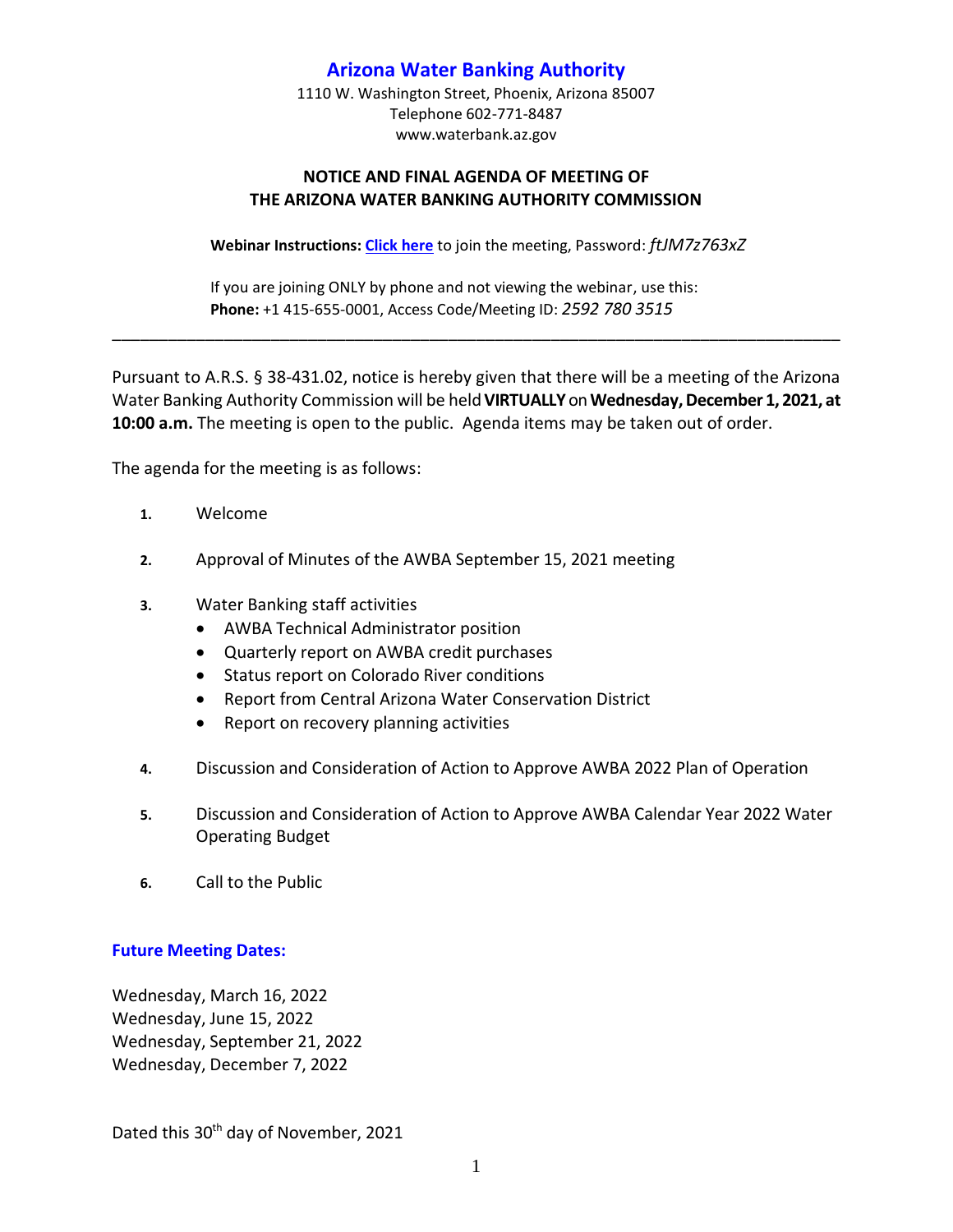# Arizona Water Banking Authority

1110 W. Washington Street, Phoenix, Arizona 85007
Telephone 602-771-8487
www.waterbank.az.gov

## NOTICE AND FINAL AGENDA OF MEETING OF THE ARIZONA WATER BANKING AUTHORITY COMMISSION

**Webinar Instructions:** **Click here** to join the meeting, Password: *ftJM7z763xZ*

If you are joining ONLY by phone and not viewing the webinar, use this:
**Phone:** +1 415-655-0001, Access Code/Meeting ID: *2592 780 3515*

---

Pursuant to A.R.S. § 38-431.02, notice is hereby given that there will be a meeting of the Arizona Water Banking Authority Commission will be held **VIRTUALLY** on **Wednesday, December 1, 2021, at 10:00 a.m.** The meeting is open to the public. Agenda items may be taken out of order.

The agenda for the meeting is as follows:

1. Welcome
2. Approval of Minutes of the AWBA September 15, 2021 meeting
3. Water Banking staff activities
   - AWBA Technical Administrator position
   - Quarterly report on AWBA credit purchases
   - Status report on Colorado River conditions
   - Report from Central Arizona Water Conservation District
   - Report on recovery planning activities
4. Discussion and Consideration of Action to Approve AWBA 2022 Plan of Operation
5. Discussion and Consideration of Action to Approve AWBA Calendar Year 2022 Water Operating Budget
6. Call to the Public

### Future Meeting Dates:

Wednesday, March 16, 2022
Wednesday, June 15, 2022
Wednesday, September 21, 2022
Wednesday, December 7, 2022

Dated this 30th day of November, 2021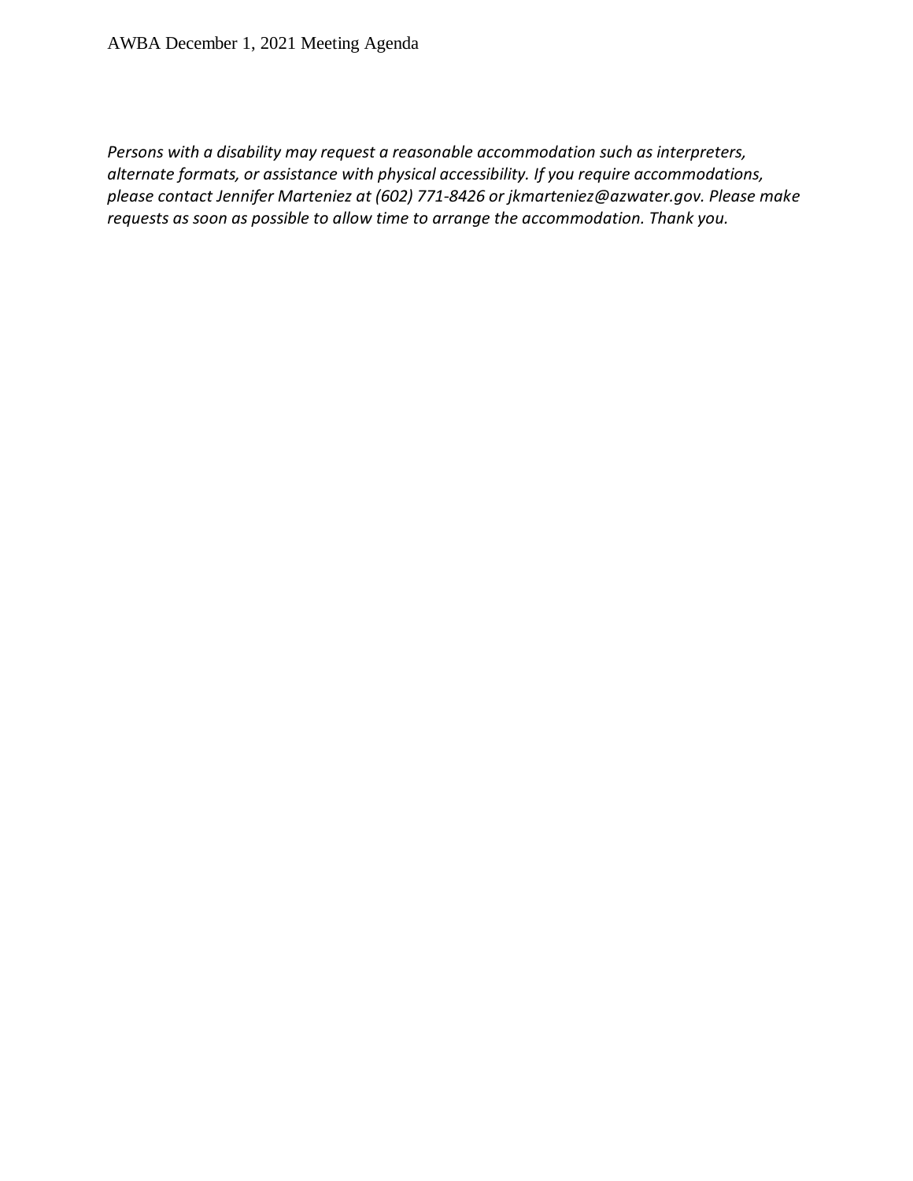*Persons with a disability may request a reasonable accommodation such as interpreters, alternate formats, or assistance with physical accessibility. If you require accommodations, please contact Jennifer Marteniez at (602) 771-8426 or jkmarteniez@azwater.gov. Please make requests as soon as possible to allow time to arrange the accommodation. Thank you.*